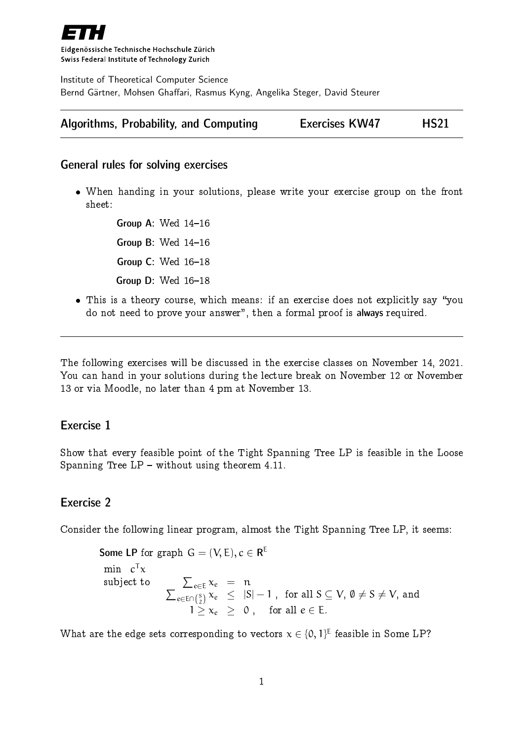Eidgenössische Technische Hochschule Zürich
Swiss Federal Institute of Technology Zurich

Institute of Theoretical Computer Science
Bernd Gärtner, Mohsen Ghaffari, Rasmus Kyng, Angelika Steger, David Steurer

**Algorithms, Probability, and Computing** **Exercises KW47** **HS21**

## General rules for solving exercises

- When handing in your solutions, please write your exercise group on the front sheet:

  **Group A**: Wed 14–16

  **Group B**: Wed 14–16

  **Group C**: Wed 16–18

  **Group D**: Wed 16–18

- This is a theory course, which means: if an exercise does not explicitly say "you do not need to prove your answer", then a formal proof is **always** required.

---

The following exercises will be discussed in the exercise classes on November 14, 2021. You can hand in your solutions during the lecture break on November 12 or November 13 or via Moodle, no later than 4 pm at November 13.

## Exercise 1

Show that every feasible point of the Tight Spanning Tree LP is feasible in the Loose Spanning Tree LP – without using theorem 4.11.

## Exercise 2

Consider the following linear program, almost the Tight Spanning Tree LP, it seems:

**Some LP** for graph $G = (V, E), c \in \mathbb{R}^E$

$$
\begin{array}{lrcll}
\min & c^T x & & & \\
\text{subject to} & \sum_{e \in E} x_e & = & n & \\
 & \sum_{e \in E \cap \binom{S}{2}} x_e & \leq & |S| - 1, & \text{for all } S \subseteq V, \emptyset \neq S \neq V, \text{ and} \\
 & 1 \geq x_e & \geq & 0, & \text{for all } e \in E.
\end{array}
$$

What are the edge sets corresponding to vectors $x \in \{0, 1\}^E$ feasible in Some LP?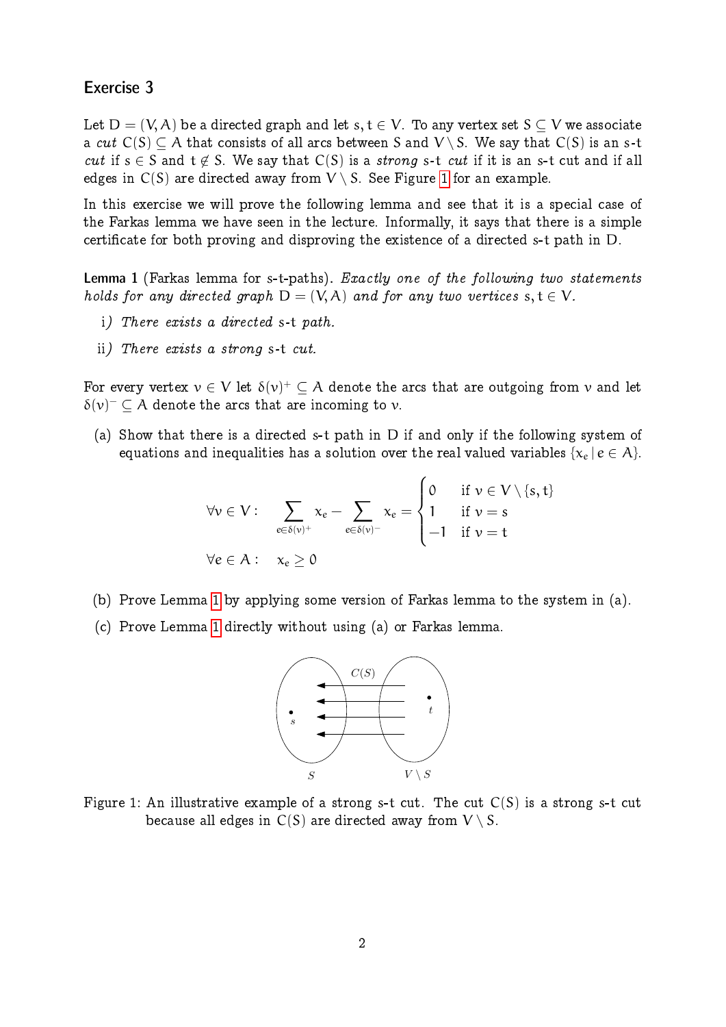## Exercise 3

Let $D = (V, A)$ be a directed graph and let $s, t \in V$. To any vertex set $S \subseteq V$ we associate a *cut* $C(S) \subseteq A$ that consists of all arcs between $S$ and $V \setminus S$. We say that $C(S)$ is an $s$-$t$ *cut* if $s \in S$ and $t \notin S$. We say that $C(S)$ is a *strong* $s$-$t$ *cut* if it is an $s$-$t$ cut and if all edges in $C(S)$ are directed away from $V \setminus S$. See Figure 1 for an example.

In this exercise we will prove the following lemma and see that it is a special case of the Farkas lemma we have seen in the lecture. Informally, it says that there is a simple certificate for both proving and disproving the existence of a directed $s$-$t$ path in $D$.

**Lemma 1** (Farkas lemma for s-t-paths). *Exactly one of the following two statements holds for any directed graph $D = (V, A)$ and for any two vertices $s, t \in V$.*

i) *There exists a directed $s$-$t$ path.*

ii) *There exists a strong $s$-$t$ cut.*

For every vertex $v \in V$ let $\delta(v)^+ \subseteq A$ denote the arcs that are outgoing from $v$ and let $\delta(v)^- \subseteq A$ denote the arcs that are incoming to $v$.

(a) Show that there is a directed $s$-$t$ path in $D$ if and only if the following system of equations and inequalities has a solution over the real valued variables $\{x_e \mid e \in A\}$.

$$\forall v \in V: \quad \sum_{e \in \delta(v)^+} x_e - \sum_{e \in \delta(v)^-} x_e = \begin{cases} 0 & \text{if } v \in V \setminus \{s, t\} \\ 1 & \text{if } v = s \\ -1 & \text{if } v = t \end{cases}$$

$$\forall e \in A: \quad x_e \geq 0$$

(b) Prove Lemma 1 by applying some version of Farkas lemma to the system in (a).

(c) Prove Lemma 1 directly without using (a) or Farkas lemma.

$C(S)$

$s$

$t$

$S$

$V \setminus S$

Figure 1: An illustrative example of a strong s-t cut. The cut $C(S)$ is a strong s-t cut because all edges in $C(S)$ are directed away from $V \setminus S$.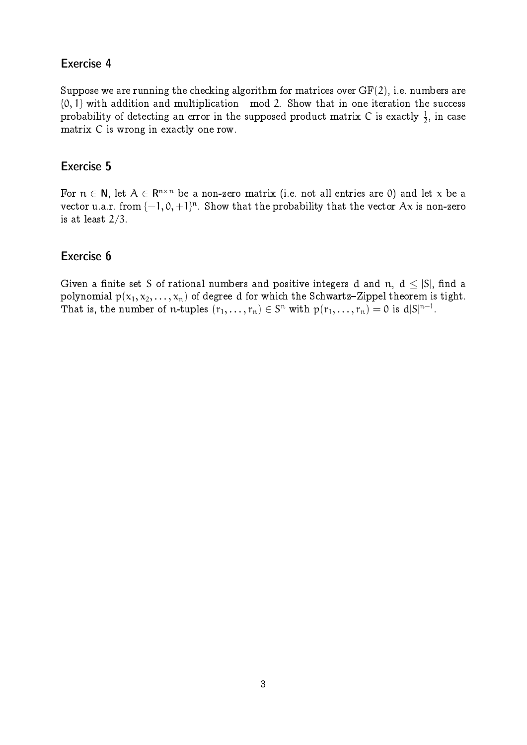## Exercise 4

Suppose we are running the checking algorithm for matrices over $GF(2)$, i.e. numbers are $\{0, 1\}$ with addition and multiplication $\mod 2$. Show that in one iteration the success probability of detecting an error in the supposed product matrix $C$ is exactly $\frac{1}{2}$, in case matrix $C$ is wrong in exactly one row.

## Exercise 5

For $n \in \mathbf{N}$, let $A \in \mathbf{R}^{n \times n}$ be a non-zero matrix (i.e. not all entries are 0) and let $x$ be a vector u.a.r. from $\{-1, 0, +1\}^n$. Show that the probability that the vector $Ax$ is non-zero is at least $2/3$.

## Exercise 6

Given a finite set $S$ of rational numbers and positive integers $d$ and $n$, $d \leq |S|$, find a polynomial $p(x_1, x_2, \ldots, x_n)$ of degree $d$ for which the Schwartz–Zippel theorem is tight. That is, the number of $n$-tuples $(r_1, \ldots, r_n) \in S^n$ with $p(r_1, \ldots, r_n) = 0$ is $d|S|^{n-1}$.